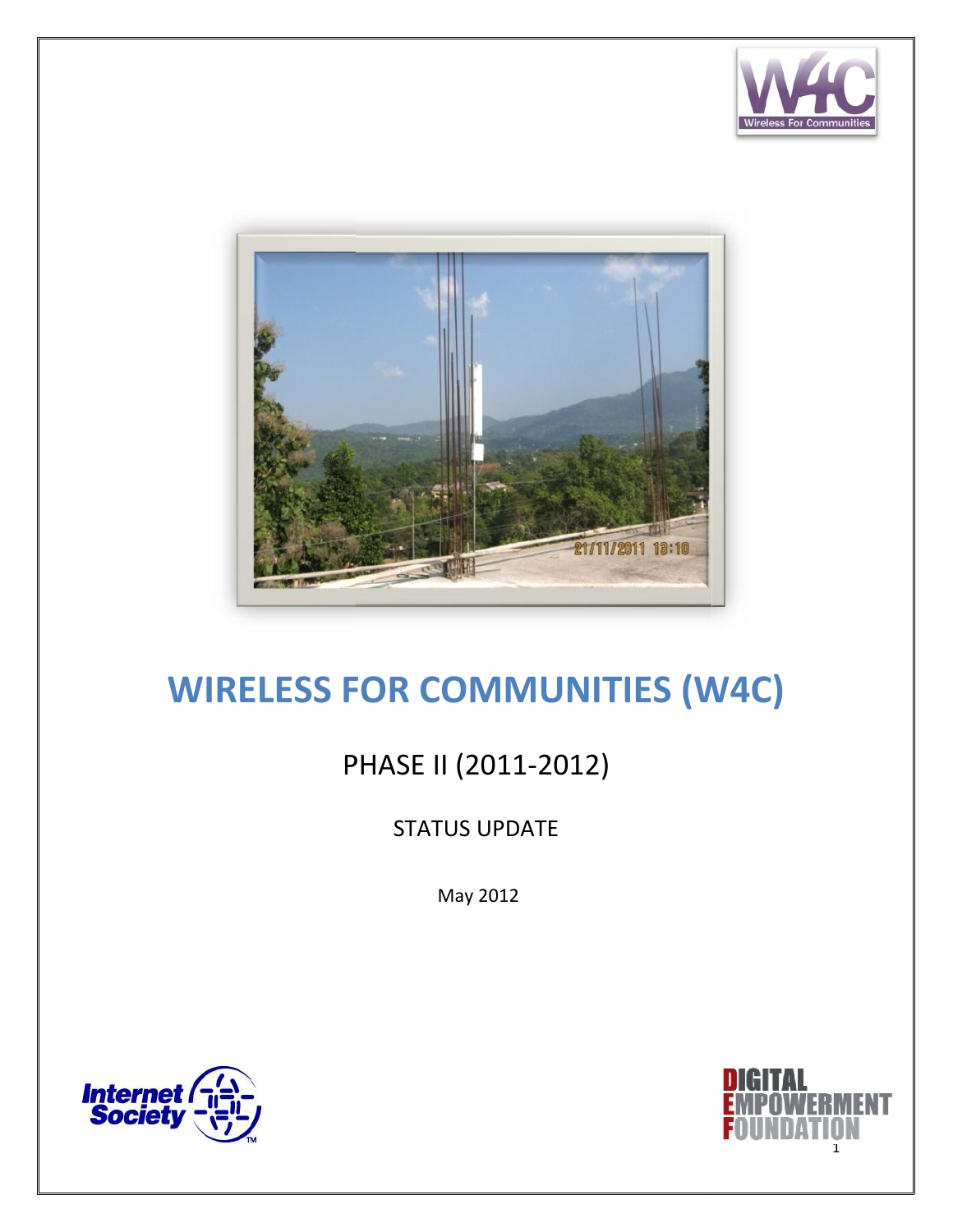# WIRELESS FOR COMMUNITIES (W4C)

## PHASE II (2011-2012)

STATUS UPDATE

May 2012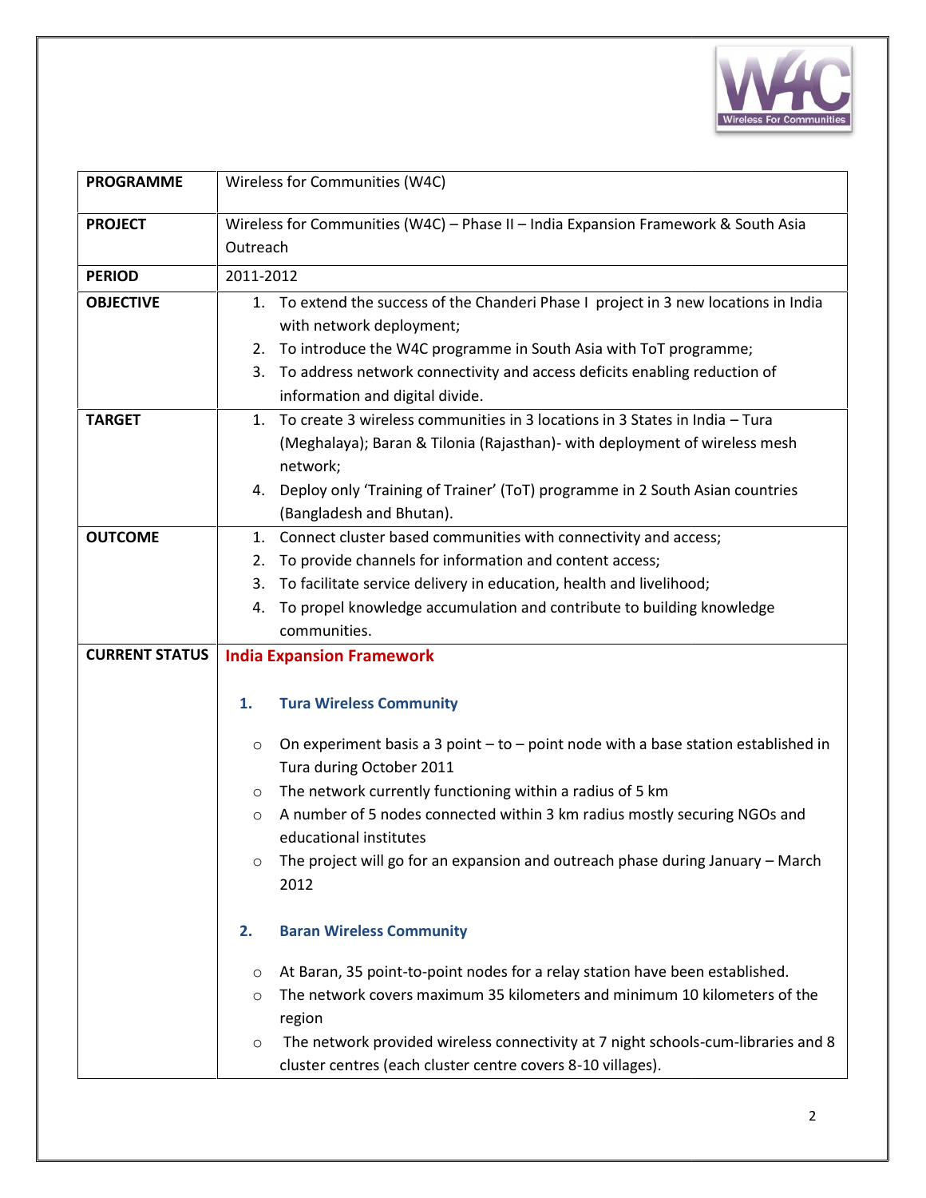| PROGRAMME | Wireless for Communities (W4C) |
|---|---|
| PROJECT | Wireless for Communities (W4C) – Phase II – India Expansion Framework & South Asia Outreach |
| PERIOD | 2011-2012 |
| OBJECTIVE | 1. To extend the success of the Chanderi Phase I project in 3 new locations in India with network deployment;<br>2. To introduce the W4C programme in South Asia with ToT programme;<br>3. To address network connectivity and access deficits enabling reduction of information and digital divide. |
| TARGET | 1. To create 3 wireless communities in 3 locations in 3 States in India – Tura (Meghalaya); Baran & Tilonia (Rajasthan)- with deployment of wireless mesh network;<br>4. Deploy only 'Training of Trainer' (ToT) programme in 2 South Asian countries (Bangladesh and Bhutan). |
| OUTCOME | 1. Connect cluster based communities with connectivity and access;<br>2. To provide channels for information and content access;<br>3. To facilitate service delivery in education, health and livelihood;<br>4. To propel knowledge accumulation and contribute to building knowledge communities. |
| CURRENT STATUS | **India Expansion Framework**<br><br>**1. Tura Wireless Community**<br><br>○ On experiment basis a 3 point – to – point node with a base station established in Tura during October 2011<br>○ The network currently functioning within a radius of 5 km<br>○ A number of 5 nodes connected within 3 km radius mostly securing NGOs and educational institutes<br>○ The project will go for an expansion and outreach phase during January – March 2012<br><br>**2. Baran Wireless Community**<br><br>○ At Baran, 35 point-to-point nodes for a relay station have been established.<br>○ The network covers maximum 35 kilometers and minimum 10 kilometers of the region<br>○ The network provided wireless connectivity at 7 night schools-cum-libraries and 8 cluster centres (each cluster centre covers 8-10 villages). |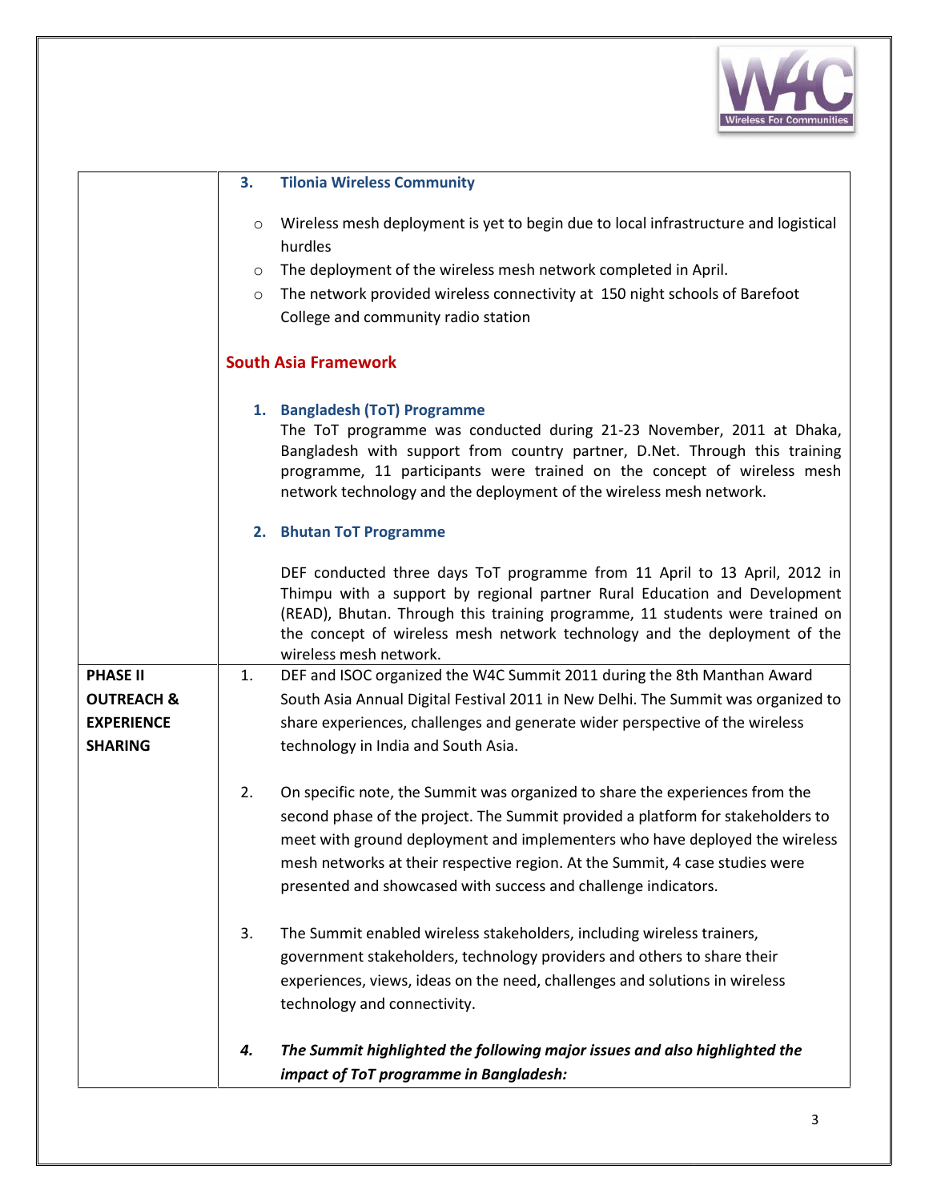| | |
|---|---|
| | **3. Tilonia Wireless Community**<br><br>○ Wireless mesh deployment is yet to begin due to local infrastructure and logistical hurdles<br>○ The deployment of the wireless mesh network completed in April.<br>○ The network provided wireless connectivity at 150 night schools of Barefoot College and community radio station<br><br>**South Asia Framework**<br><br>**1. Bangladesh (ToT) Programme**<br>The ToT programme was conducted during 21-23 November, 2011 at Dhaka, Bangladesh with support from country partner, D.Net. Through this training programme, 11 participants were trained on the concept of wireless mesh network technology and the deployment of the wireless mesh network.<br><br>**2. Bhutan ToT Programme**<br><br>DEF conducted three days ToT programme from 11 April to 13 April, 2012 in Thimpu with a support by regional partner Rural Education and Development (READ), Bhutan. Through this training programme, 11 students were trained on the concept of wireless mesh network technology and the deployment of the wireless mesh network. |
| **PHASE II OUTREACH & EXPERIENCE SHARING** | 1. DEF and ISOC organized the W4C Summit 2011 during the 8th Manthan Award South Asia Annual Digital Festival 2011 in New Delhi. The Summit was organized to share experiences, challenges and generate wider perspective of the wireless technology in India and South Asia.<br><br>2. On specific note, the Summit was organized to share the experiences from the second phase of the project. The Summit provided a platform for stakeholders to meet with ground deployment and implementers who have deployed the wireless mesh networks at their respective region. At the Summit, 4 case studies were presented and showcased with success and challenge indicators.<br><br>3. The Summit enabled wireless stakeholders, including wireless trainers, government stakeholders, technology providers and others to share their experiences, views, ideas on the need, challenges and solutions in wireless technology and connectivity.<br><br>***4. The Summit highlighted the following major issues and also highlighted the impact of ToT programme in Bangladesh:*** |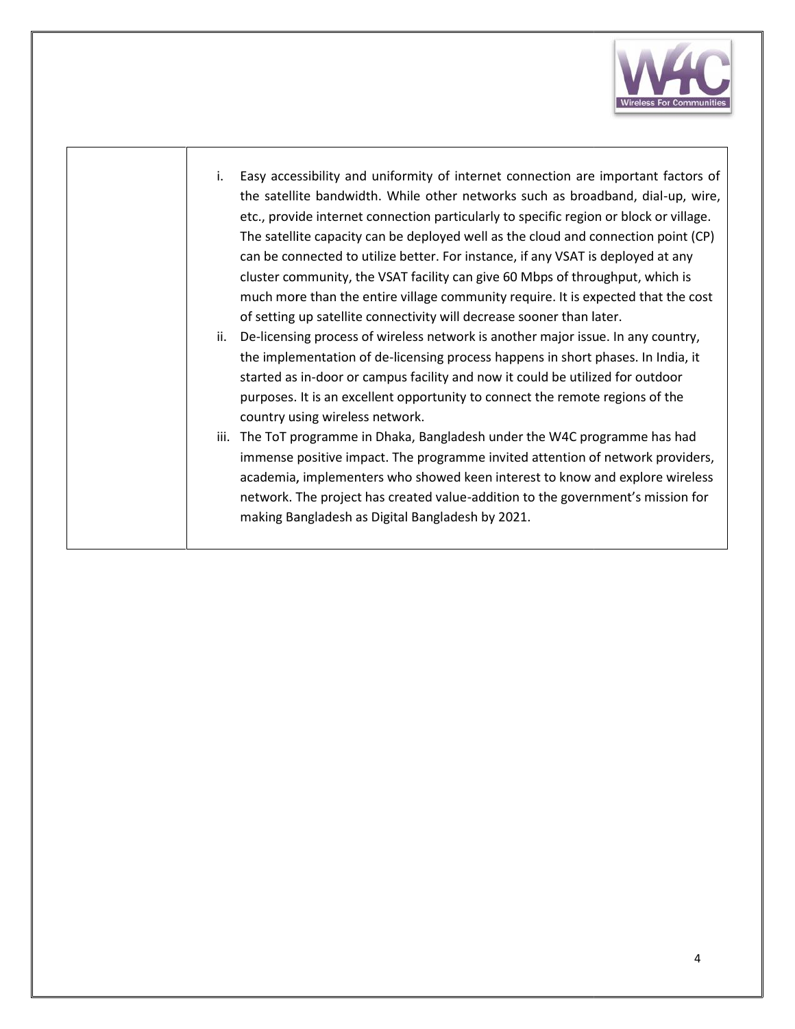|  |  |
|---|---|
|  | i. Easy accessibility and uniformity of internet connection are important factors of the satellite bandwidth. While other networks such as broadband, dial-up, wire, etc., provide internet connection particularly to specific region or block or village. The satellite capacity can be deployed well as the cloud and connection point (CP) can be connected to utilize better. For instance, if any VSAT is deployed at any cluster community, the VSAT facility can give 60 Mbps of throughput, which is much more than the entire village community require. It is expected that the cost of setting up satellite connectivity will decrease sooner than later.<br>ii. De-licensing process of wireless network is another major issue. In any country, the implementation of de-licensing process happens in short phases. In India, it started as in-door or campus facility and now it could be utilized for outdoor purposes. It is an excellent opportunity to connect the remote regions of the country using wireless network.<br>iii. The ToT programme in Dhaka, Bangladesh under the W4C programme has had immense positive impact. The programme invited attention of network providers, academia, implementers who showed keen interest to know and explore wireless network. The project has created value-addition to the government's mission for making Bangladesh as Digital Bangladesh by 2021. |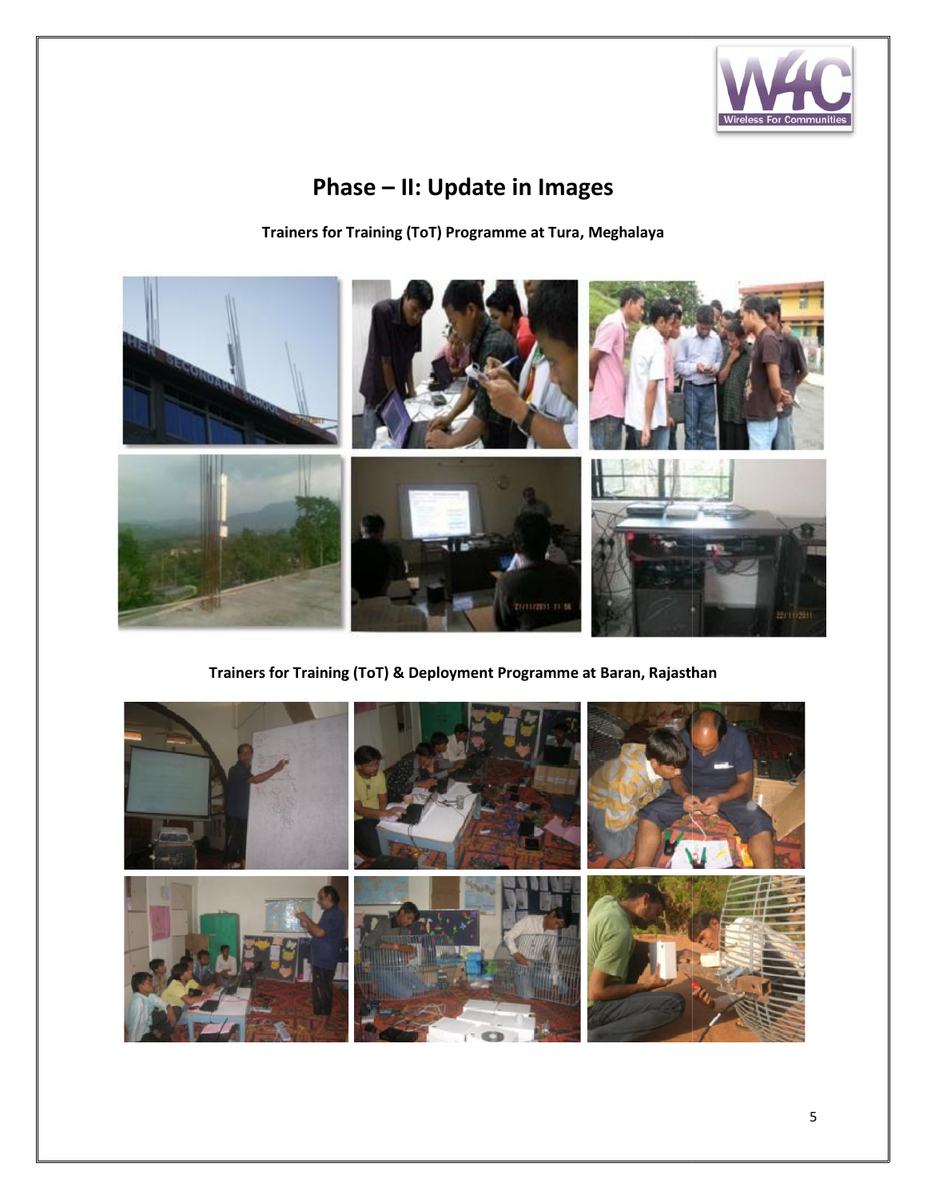# Phase – II: Update in Images

**Trainers for Training (ToT) Programme at Tura, Meghalaya**

**Trainers for Training (ToT) & Deployment Programme at Baran, Rajasthan**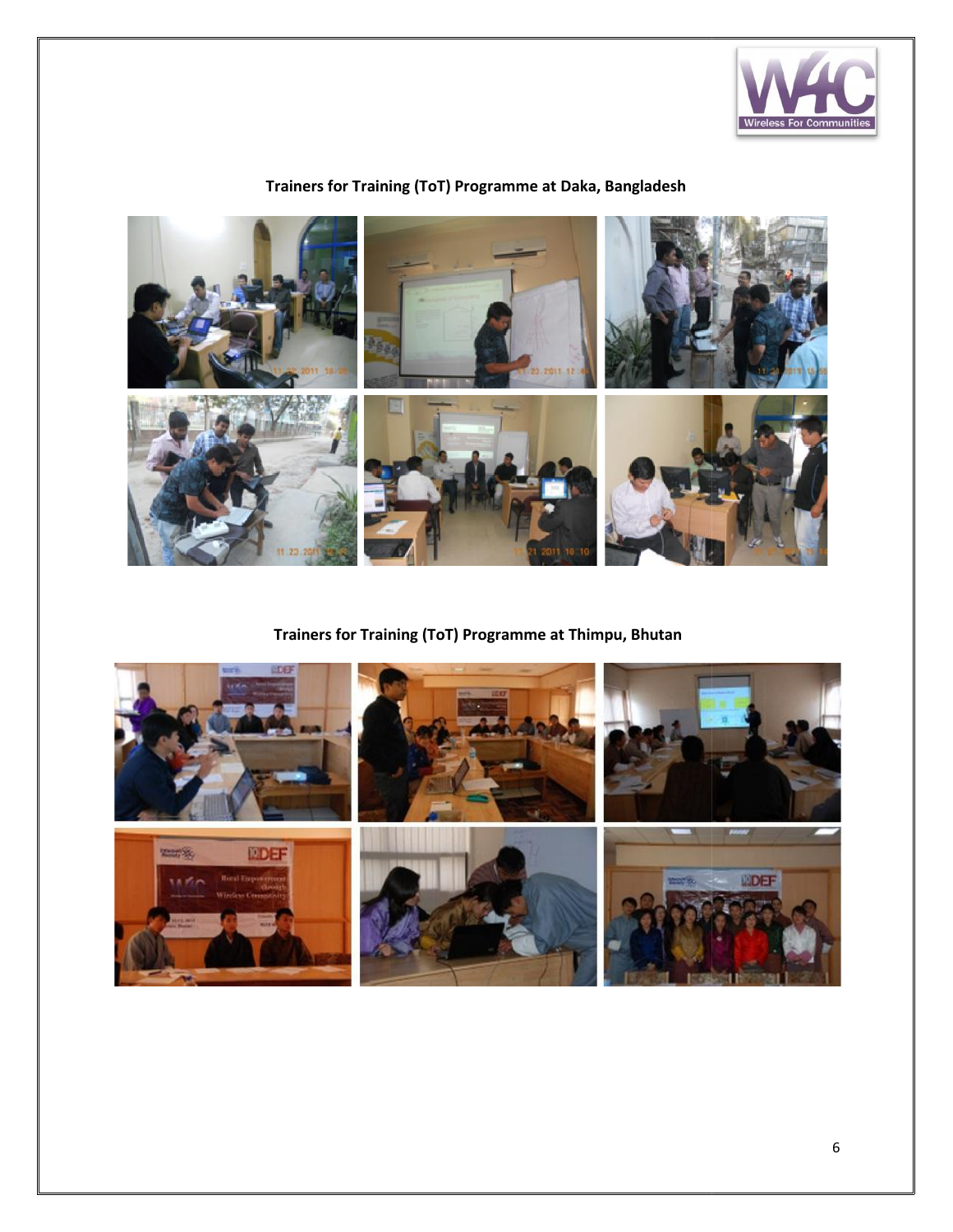**Trainers for Training (ToT) Programme at Daka, Bangladesh**

**Trainers for Training (ToT) Programme at Thimpu, Bhutan**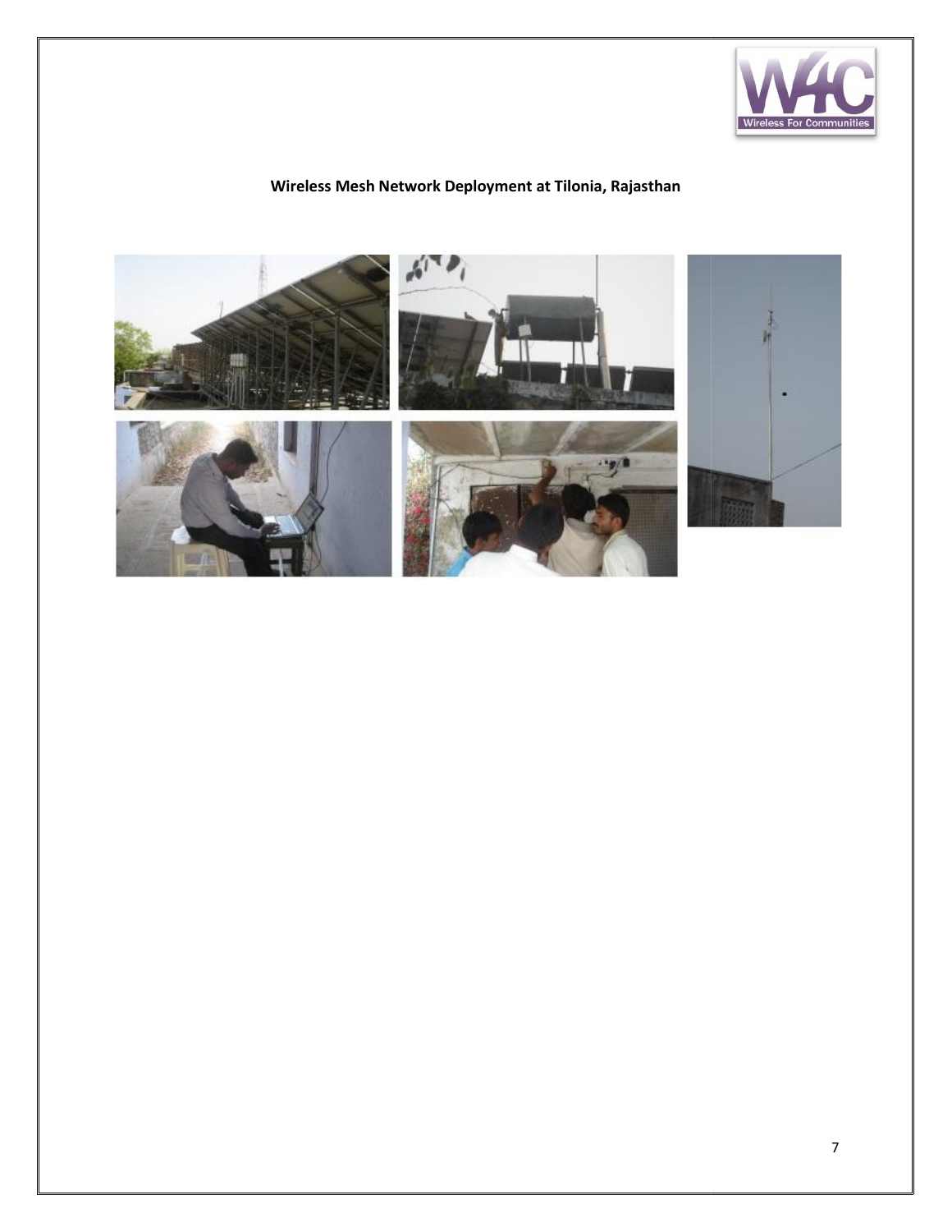**Wireless Mesh Network Deployment at Tilonia, Rajasthan**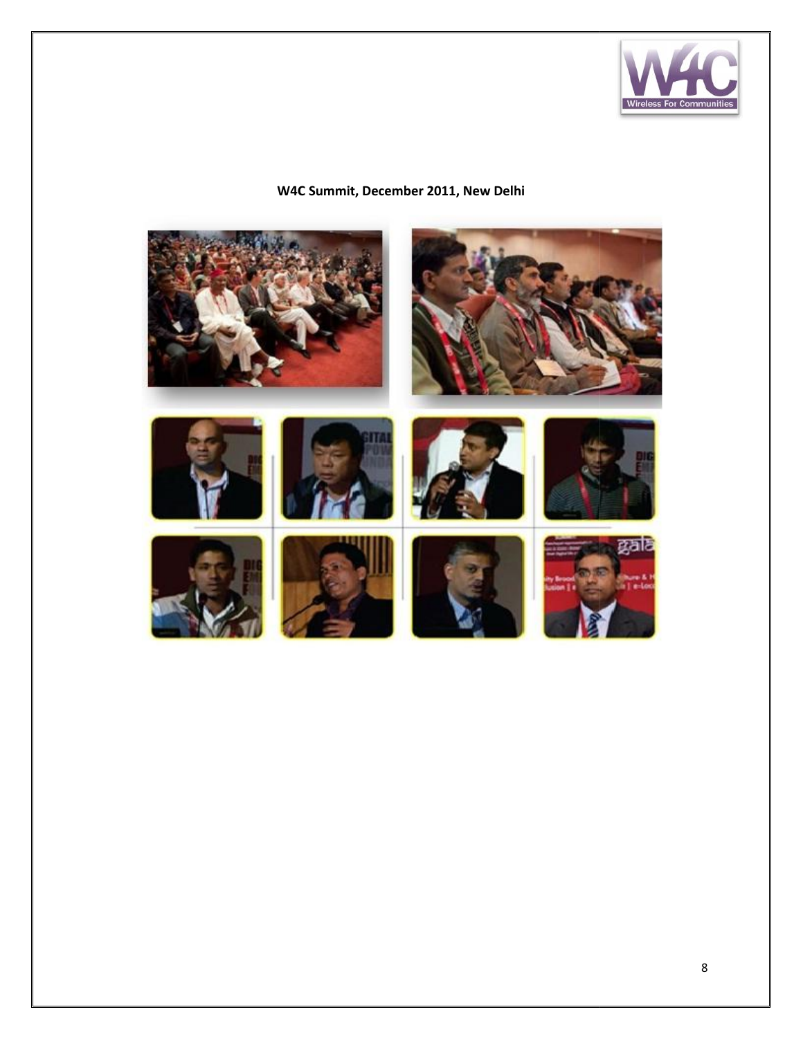**W4C Summit, December 2011, New Delhi**